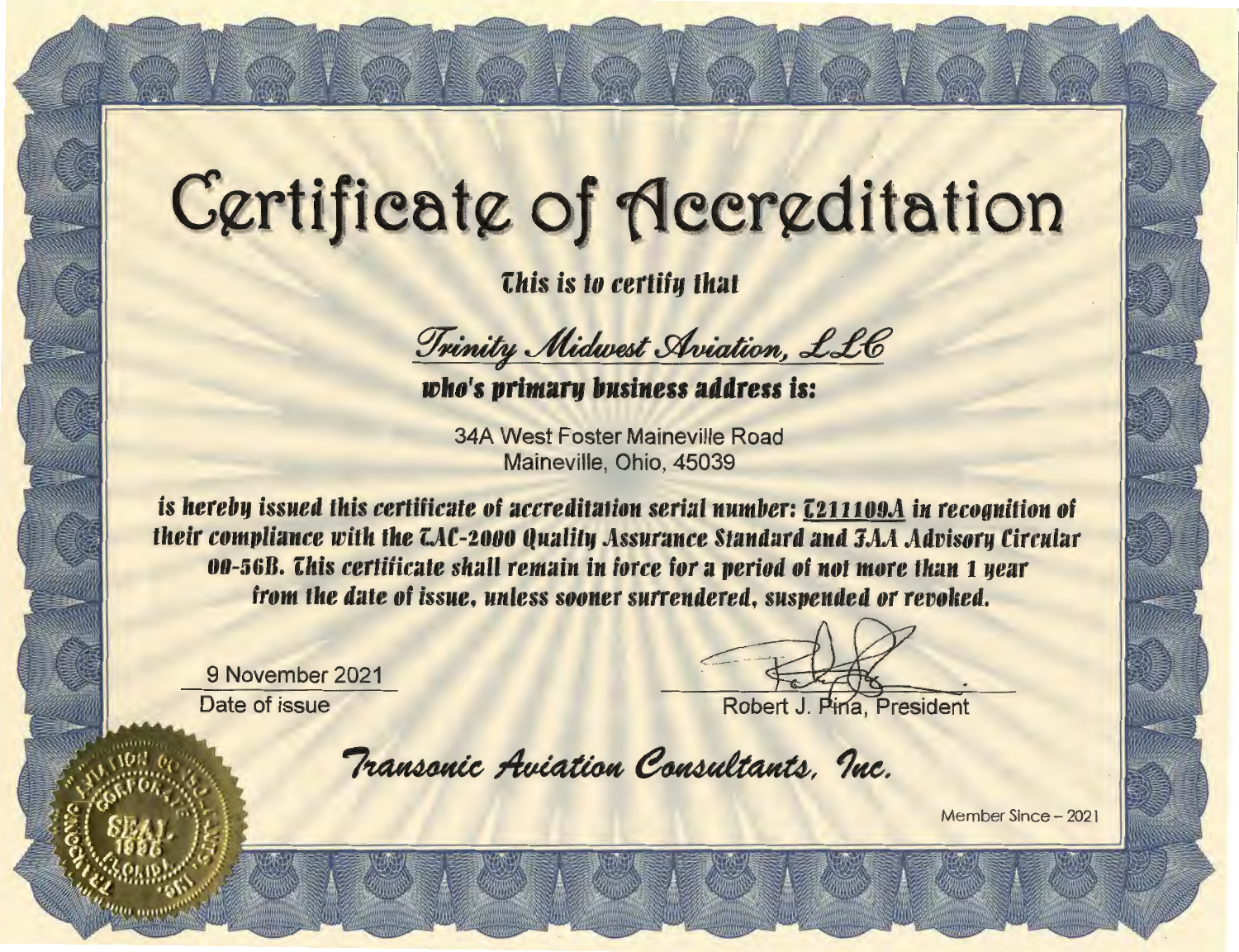# Certificate of Accreditation

*This is to certify that*

*Trinity Midwest Aviation, LLC*

***who's primary business address is:***

34A West Foster Maineville Road
Maineville, Ohio, 45039

***is hereby issued this certificate of accreditation serial number: T211109A in recognition of their compliance with the TAC-2000 Quality Assurance Standard and FAA Advisory Circular 00-56B. This certificate shall remain in force for a period of not more than 1 year from the date of issue, unless sooner surrendered, suspended or revoked.***

9 November 2021
Date of issue

Robert J. Pina, President

*Transonic Aviation Consultants, Inc.*

Member Since – 2021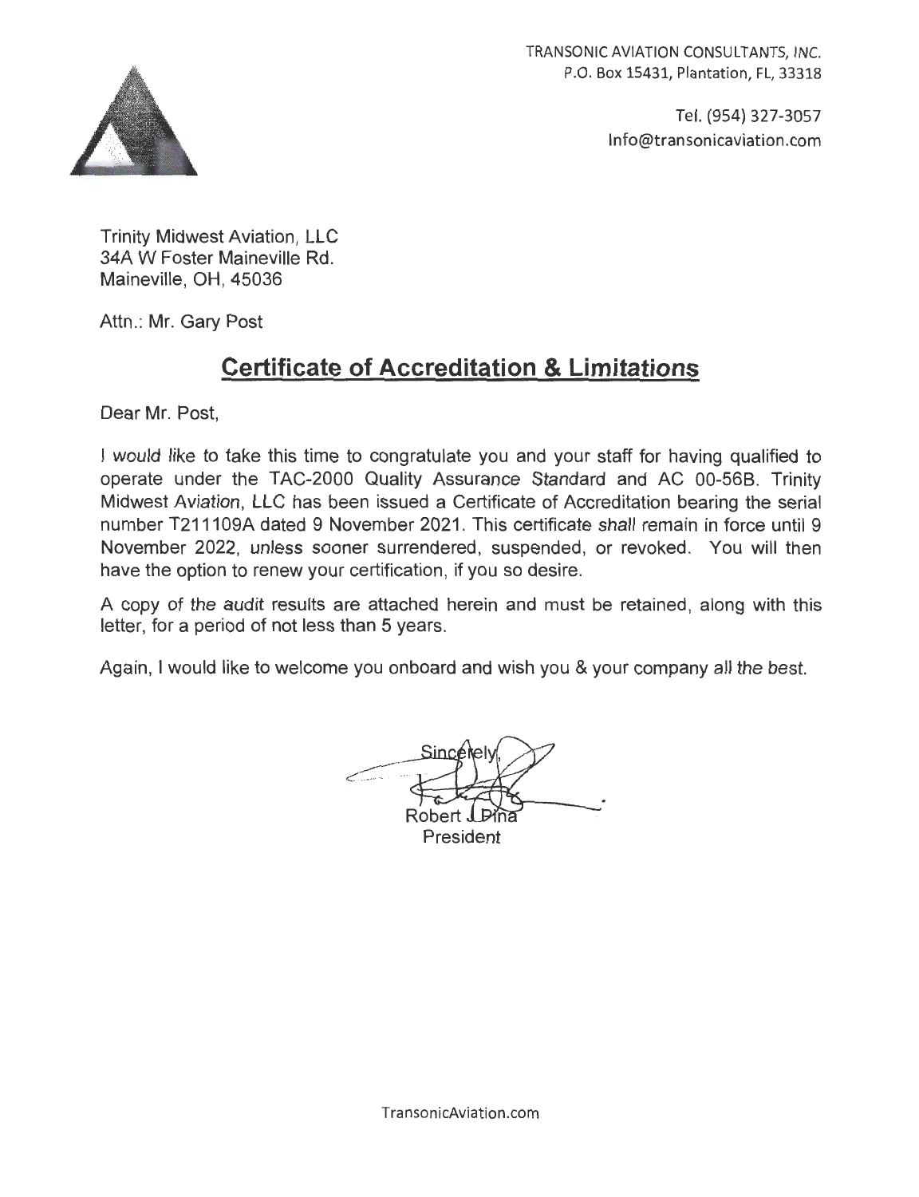TRANSONIC AVIATION CONSULTANTS, INC.
P.O. Box 15431, Plantation, FL, 33318

Tel. (954) 327-3057
Info@transonicaviation.com

Trinity Midwest Aviation, LLC
34A W Foster Maineville Rd.
Maineville, OH, 45036

Attn.: Mr. Gary Post

## Certificate of Accreditation & Limitations

Dear Mr. Post,

I would like to take this time to congratulate you and your staff for having qualified to operate under the TAC-2000 Quality Assurance Standard and AC 00-56B. Trinity Midwest Aviation, LLC has been issued a Certificate of Accreditation bearing the serial number T211109A dated 9 November 2021. This certificate shall remain in force until 9 November 2022, unless sooner surrendered, suspended, or revoked. You will then have the option to renew your certification, if you so desire.

A copy of the audit results are attached herein and must be retained, along with this letter, for a period of not less than 5 years.

Again, I would like to welcome you onboard and wish you & your company all the best.

Sincerely,

Robert J Pina
President

TransonicAviation.com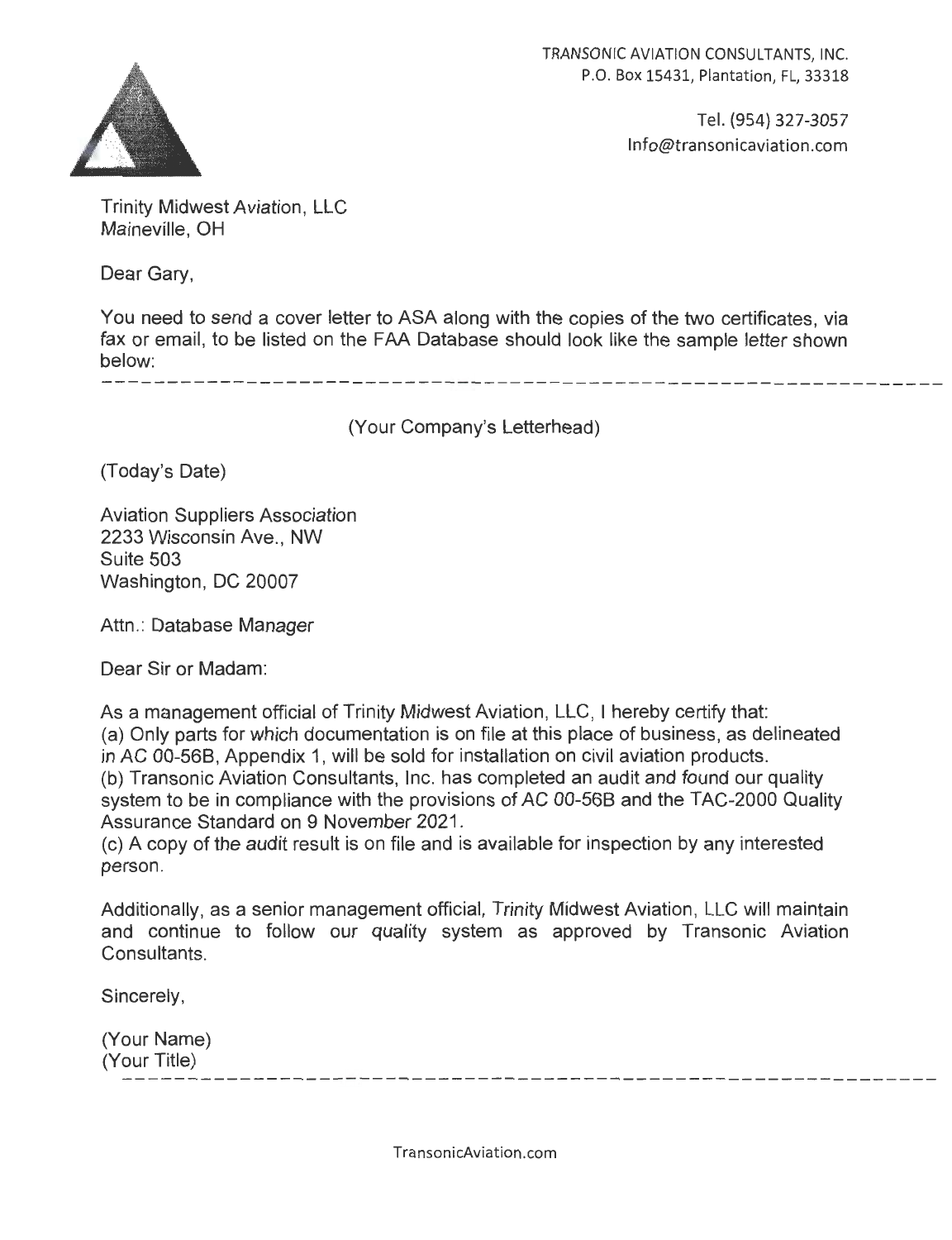TRANSONIC AVIATION CONSULTANTS, INC.
P.O. Box 15431, Plantation, FL, 33318

Tel. (954) 327-3057
Info@transonicaviation.com

Trinity Midwest Aviation, LLC
Maineville, OH

Dear Gary,

You need to send a cover letter to ASA along with the copies of the two certificates, via fax or email, to be listed on the FAA Database should look like the sample letter shown below:

---

(Your Company's Letterhead)

(Today's Date)

Aviation Suppliers Association
2233 Wisconsin Ave., NW
Suite 503
Washington, DC 20007

Attn.: Database Manager

Dear Sir or Madam:

As a management official of Trinity Midwest Aviation, LLC, I hereby certify that:
(a) Only parts for which documentation is on file at this place of business, as delineated in AC 00-56B, Appendix 1, will be sold for installation on civil aviation products.
(b) Transonic Aviation Consultants, Inc. has completed an audit and found our quality system to be in compliance with the provisions of AC 00-56B and the TAC-2000 Quality Assurance Standard on 9 November 2021.
(c) A copy of the audit result is on file and is available for inspection by any interested person.

Additionally, as a senior management official, Trinity Midwest Aviation, LLC will maintain and continue to follow our quality system as approved by Transonic Aviation Consultants.

Sincerely,

(Your Name)
(Your Title)

---

TransonicAviation.com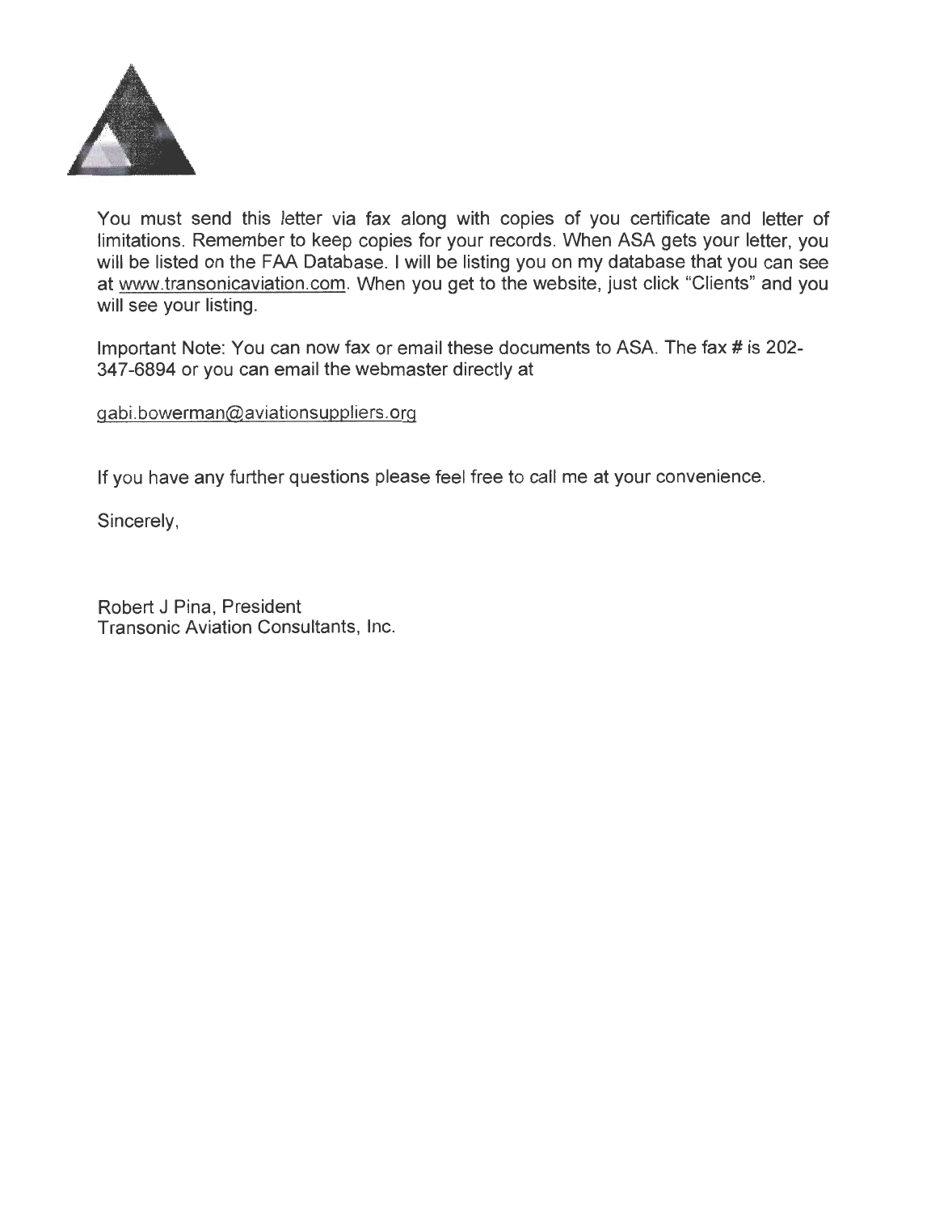You must send this letter via fax along with copies of you certificate and letter of limitations. Remember to keep copies for your records. When ASA gets your letter, you will be listed on the FAA Database. I will be listing you on my database that you can see at www.transonicaviation.com. When you get to the website, just click "Clients" and you will see your listing.

Important Note: You can now fax or email these documents to ASA. The fax # is 202-347-6894 or you can email the webmaster directly at

gabi.bowerman@aviationsuppliers.org

If you have any further questions please feel free to call me at your convenience.

Sincerely,

Robert J Pina, President
Transonic Aviation Consultants, Inc.